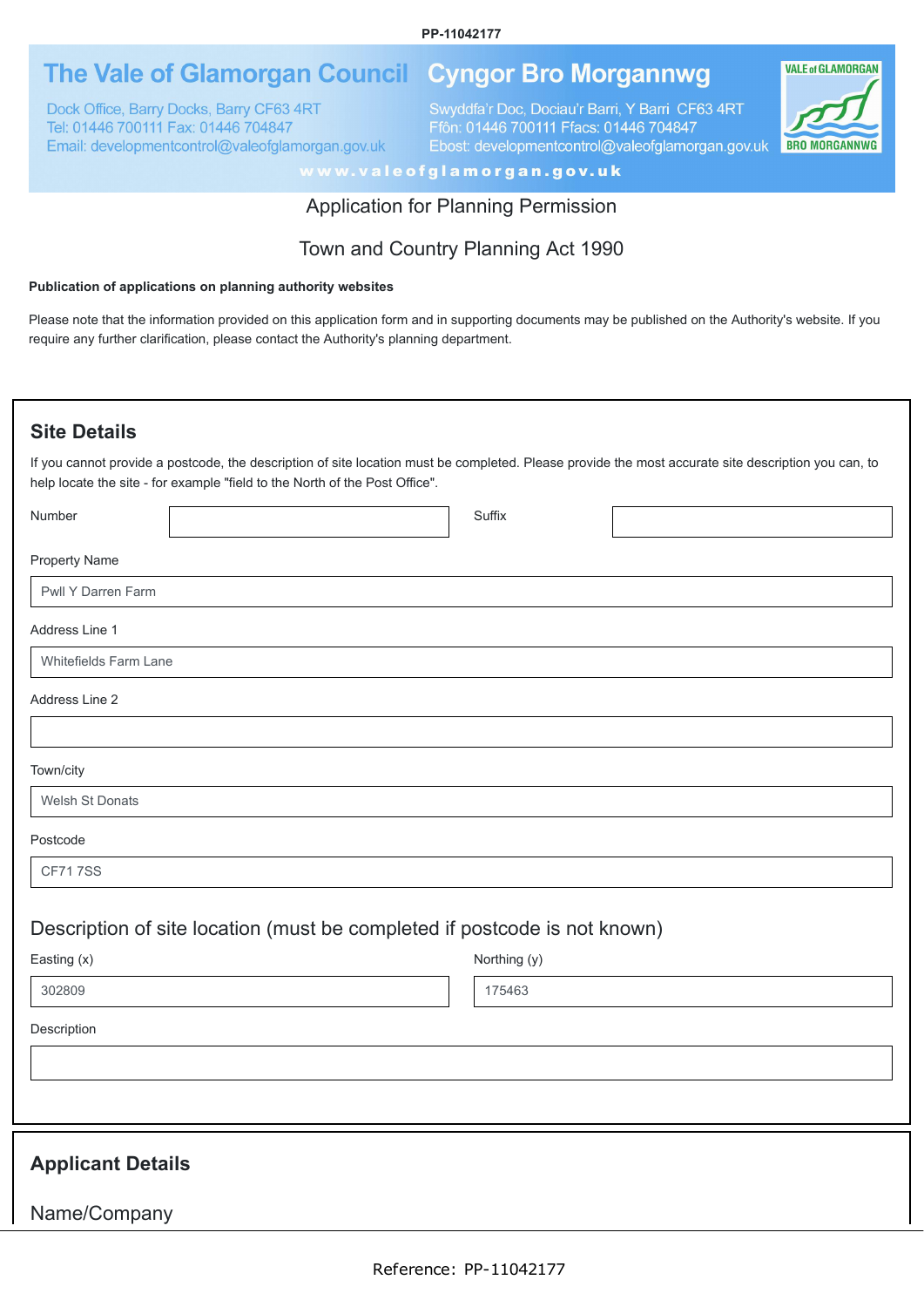PP-11042177

The Vale of Glamorgan Council

Dock Office, Barry Docks, Barry CF63 4RT
Tel: 01446 700111 Fax: 01446 704847
Email: developmentcontrol@valeofglamorgan.gov.uk

Cyngor Bro Morgannwg

Swyddfa'r Doc, Dociau'r Barri, Y Barri CF63 4RT
Ffôn: 01446 700111 Ffacs: 01446 704847
Ebost: developmentcontrol@valeofglamorgan.gov.uk

www.valeofglamorgan.gov.uk

# Application for Planning Permission

## Town and Country Planning Act 1990

**Publication of applications on planning authority websites**

Please note that the information provided on this application form and in supporting documents may be published on the Authority's website. If you require any further clarification, please contact the Authority's planning department.

## Site Details

If you cannot provide a postcode, the description of site location must be completed. Please provide the most accurate site description you can, to help locate the site - for example "field to the North of the Post Office".

Number: 

Suffix: 

Property Name: Pwll Y Darren Farm

Address Line 1: Whitefields Farm Lane

Address Line 2: 

Town/city: Welsh St Donats

Postcode: CF71 7SS

### Description of site location (must be completed if postcode is not known)

Easting (x): 302809

Northing (y): 175463

Description: 

## Applicant Details

### Name/Company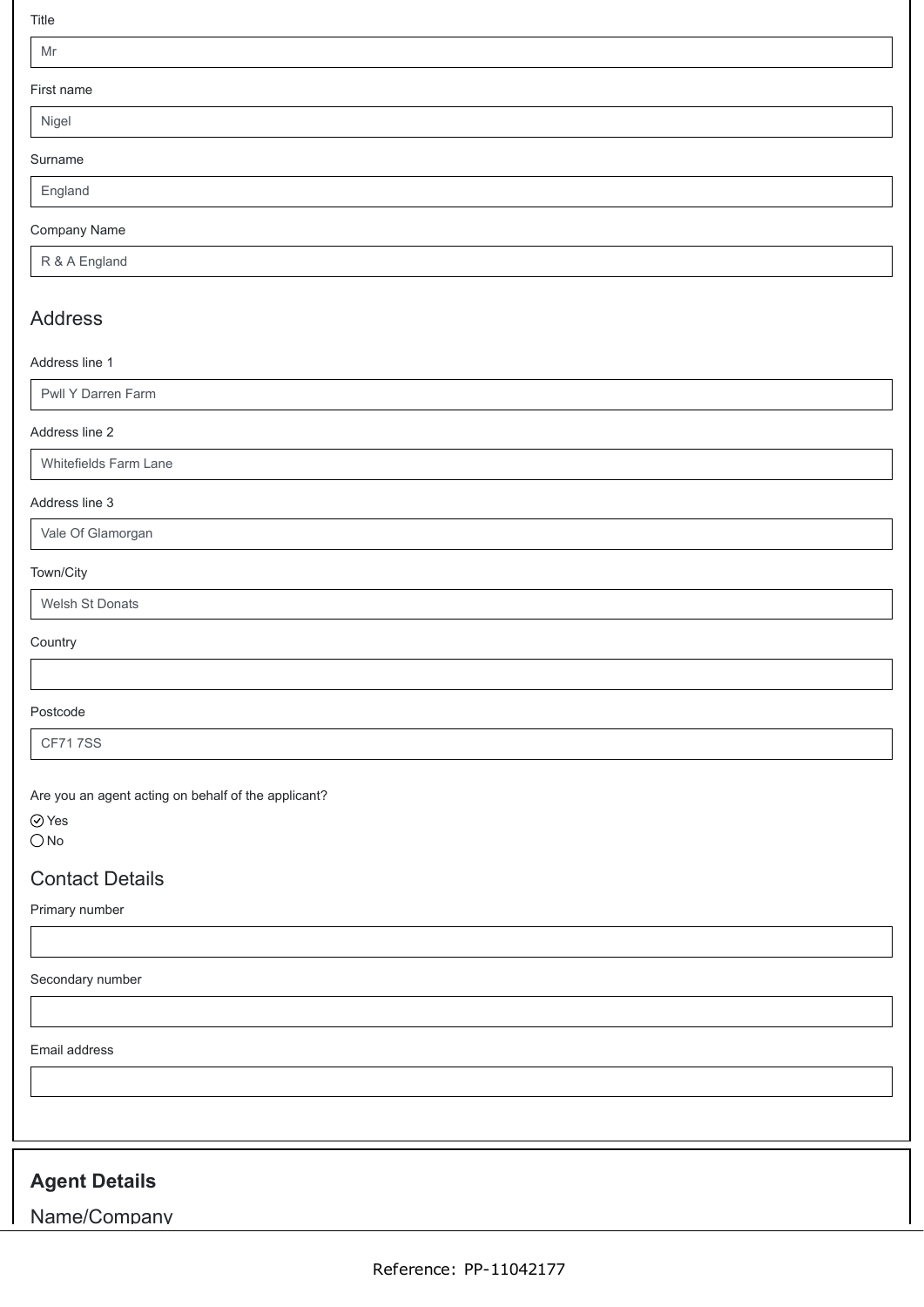Title

Mr

First name

Nigel

Surname

England

Company Name

R & A England

## Address

Address line 1

Pwll Y Darren Farm

Address line 2

Whitefields Farm Lane

Address line 3

Vale Of Glamorgan

Town/City

Welsh St Donats

Country

Postcode

CF71 7SS

Are you an agent acting on behalf of the applicant?

- ☑ Yes
- ◯ No

## Contact Details

Primary number

Secondary number

Email address

## Agent Details

### Name/Company

Reference: PP-11042177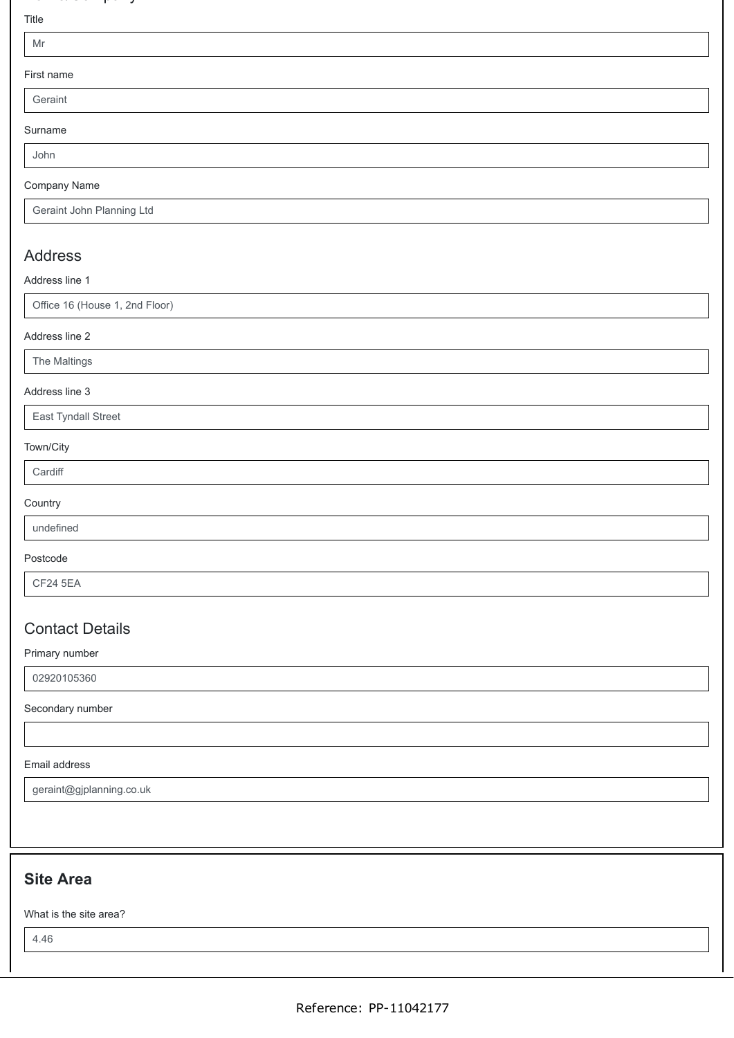Title

Mr

First name

Geraint

Surname

John

Company Name

Geraint John Planning Ltd

## Address

Address line 1

Office 16 (House 1, 2nd Floor)

Address line 2

The Maltings

Address line 3

East Tyndall Street

Town/City

Cardiff

Country

undefined

Postcode

CF24 5EA

## Contact Details

Primary number

02920105360

Secondary number

Email address

geraint@gjplanning.co.uk

## Site Area

What is the site area?

4.46

Reference: PP-11042177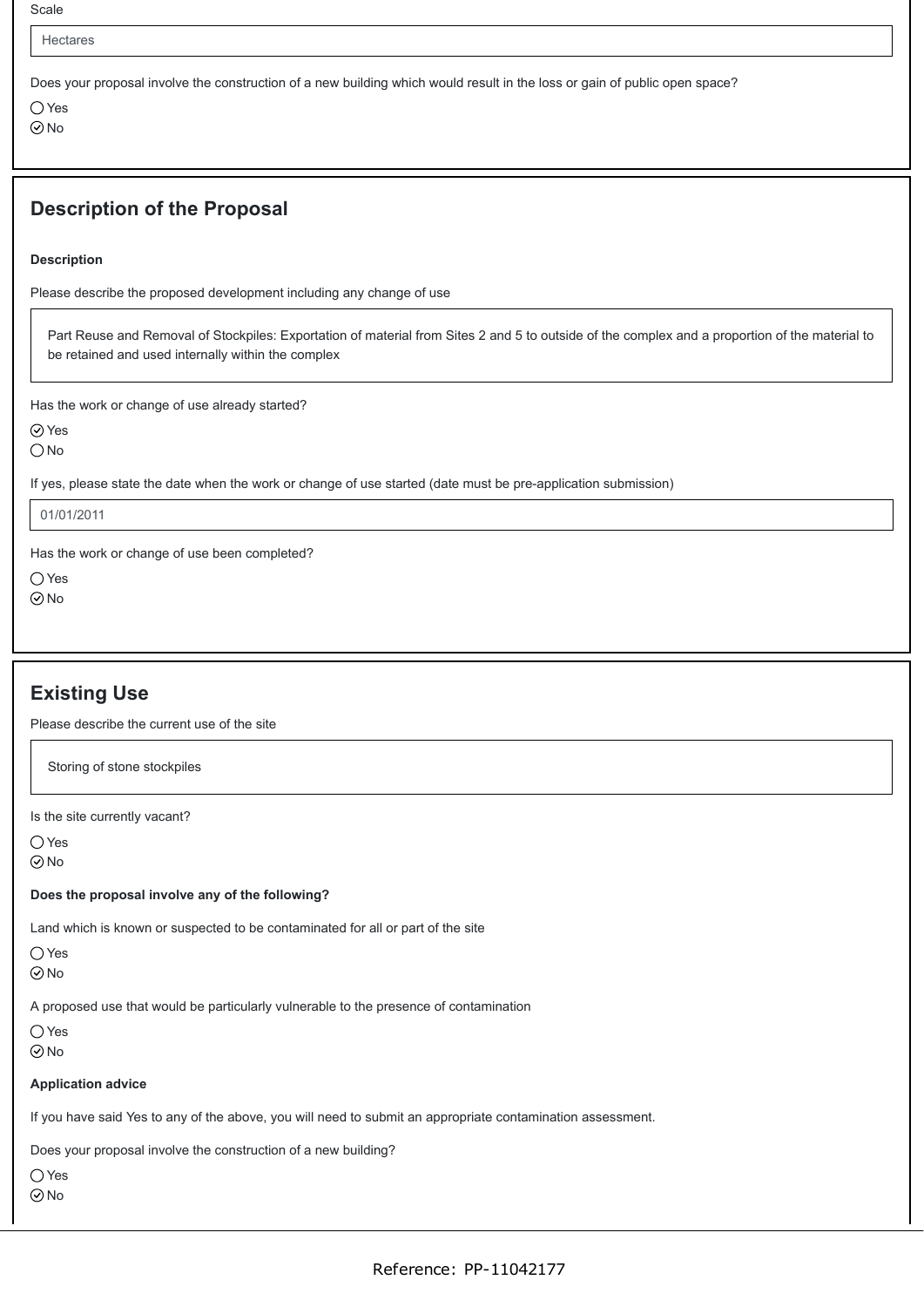Scale

Hectares

Does your proposal involve the construction of a new building which would result in the loss or gain of public open space?

- ◯ Yes
- ⊘ No

## Description of the Proposal

**Description**

Please describe the proposed development including any change of use

Part Reuse and Removal of Stockpiles: Exportation of material from Sites 2 and 5 to outside of the complex and a proportion of the material to be retained and used internally within the complex

Has the work or change of use already started?

- ⊘ Yes
- ◯ No

If yes, please state the date when the work or change of use started (date must be pre-application submission)

01/01/2011

Has the work or change of use been completed?

- ◯ Yes
- ⊘ No

## Existing Use

Please describe the current use of the site

Storing of stone stockpiles

Is the site currently vacant?

- ◯ Yes
- ⊘ No

**Does the proposal involve any of the following?**

Land which is known or suspected to be contaminated for all or part of the site

- ◯ Yes
- ⊘ No

A proposed use that would be particularly vulnerable to the presence of contamination

- ◯ Yes
- ⊘ No

**Application advice**

If you have said Yes to any of the above, you will need to submit an appropriate contamination assessment.

Does your proposal involve the construction of a new building?

- ◯ Yes
- ⊘ No

Reference: PP-11042177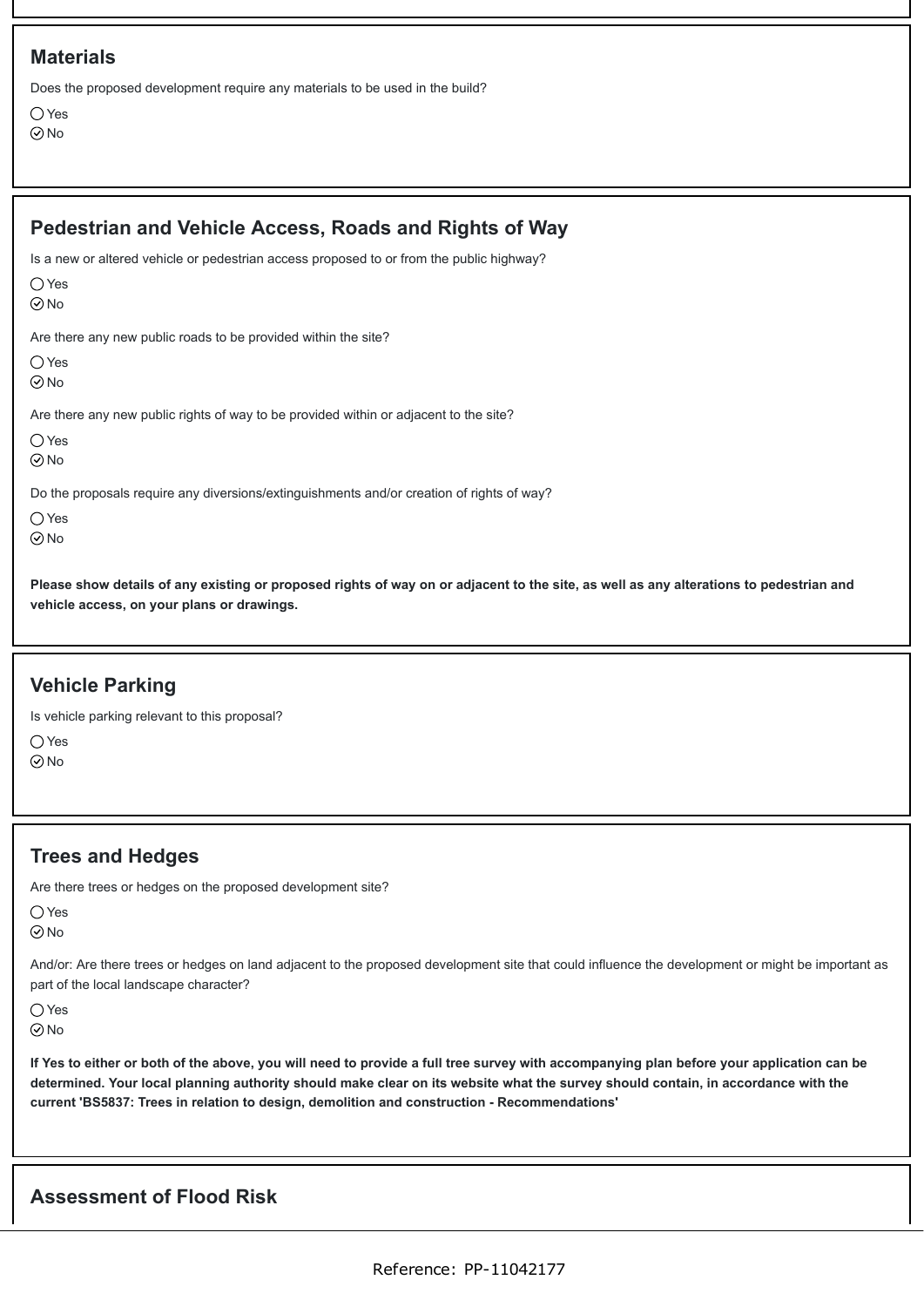## Materials

Does the proposed development require any materials to be used in the build?

◯ Yes
⊘ No

## Pedestrian and Vehicle Access, Roads and Rights of Way

Is a new or altered vehicle or pedestrian access proposed to or from the public highway?

◯ Yes
⊘ No

Are there any new public roads to be provided within the site?

◯ Yes
⊘ No

Are there any new public rights of way to be provided within or adjacent to the site?

◯ Yes
⊘ No

Do the proposals require any diversions/extinguishments and/or creation of rights of way?

◯ Yes
⊘ No

**Please show details of any existing or proposed rights of way on or adjacent to the site, as well as any alterations to pedestrian and vehicle access, on your plans or drawings.**

## Vehicle Parking

Is vehicle parking relevant to this proposal?

◯ Yes
⊘ No

## Trees and Hedges

Are there trees or hedges on the proposed development site?

◯ Yes
⊘ No

And/or: Are there trees or hedges on land adjacent to the proposed development site that could influence the development or might be important as part of the local landscape character?

◯ Yes
⊘ No

**If Yes to either or both of the above, you will need to provide a full tree survey with accompanying plan before your application can be determined. Your local planning authority should make clear on its website what the survey should contain, in accordance with the current 'BS5837: Trees in relation to design, demolition and construction - Recommendations'**

## Assessment of Flood Risk

Reference: PP-11042177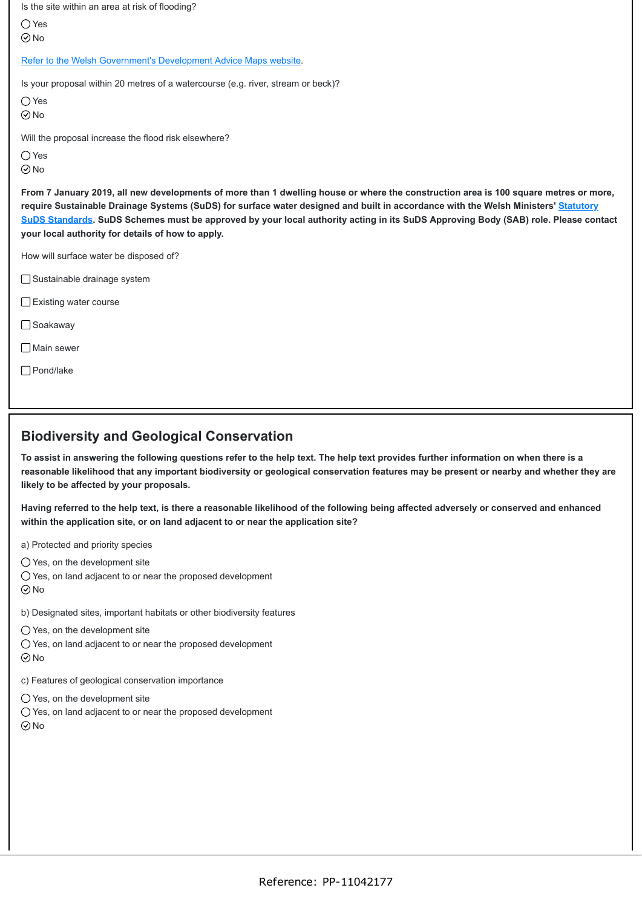Is the site within an area at risk of flooding?

◯ Yes
⊘ No

[Refer to the Welsh Government's Development Advice Maps website](#).

Is your proposal within 20 metres of a watercourse (e.g. river, stream or beck)?

◯ Yes
⊘ No

Will the proposal increase the flood risk elsewhere?

◯ Yes
⊘ No

**From 7 January 2019, all new developments of more than 1 dwelling house or where the construction area is 100 square metres or more, require Sustainable Drainage Systems (SuDS) for surface water designed and built in accordance with the Welsh Ministers' [Statutory SuDS Standards](#). SuDS Schemes must be approved by your local authority acting in its SuDS Approving Body (SAB) role. Please contact your local authority for details of how to apply.**

How will surface water be disposed of?

☐ Sustainable drainage system

☐ Existing water course

☐ Soakaway

☐ Main sewer

☐ Pond/lake

## Biodiversity and Geological Conservation

**To assist in answering the following questions refer to the help text. The help text provides further information on when there is a reasonable likelihood that any important biodiversity or geological conservation features may be present or nearby and whether they are likely to be affected by your proposals.**

**Having referred to the help text, is there a reasonable likelihood of the following being affected adversely or conserved and enhanced within the application site, or on land adjacent to or near the application site?**

a) Protected and priority species

◯ Yes, on the development site
◯ Yes, on land adjacent to or near the proposed development
⊘ No

b) Designated sites, important habitats or other biodiversity features

◯ Yes, on the development site
◯ Yes, on land adjacent to or near the proposed development
⊘ No

c) Features of geological conservation importance

◯ Yes, on the development site
◯ Yes, on land adjacent to or near the proposed development
⊘ No

Reference: PP-11042177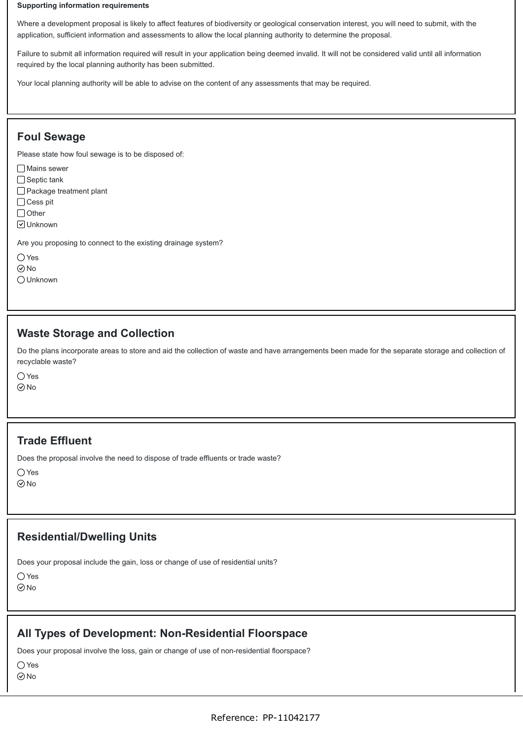**Supporting information requirements**

Where a development proposal is likely to affect features of biodiversity or geological conservation interest, you will need to submit, with the application, sufficient information and assessments to allow the local planning authority to determine the proposal.

Failure to submit all information required will result in your application being deemed invalid. It will not be considered valid until all information required by the local planning authority has been submitted.

Your local planning authority will be able to advise on the content of any assessments that may be required.

## Foul Sewage

Please state how foul sewage is to be disposed of:

- [ ] Mains sewer
- [ ] Septic tank
- [ ] Package treatment plant
- [ ] Cess pit
- [ ] Other
- [x] Unknown

Are you proposing to connect to the existing drainage system?

- ◯ Yes
- ◉ No
- ◯ Unknown

## Waste Storage and Collection

Do the plans incorporate areas to store and aid the collection of waste and have arrangements been made for the separate storage and collection of recyclable waste?

- ◯ Yes
- ◉ No

## Trade Effluent

Does the proposal involve the need to dispose of trade effluents or trade waste?

- ◯ Yes
- ◉ No

## Residential/Dwelling Units

Does your proposal include the gain, loss or change of use of residential units?

- ◯ Yes
- ◉ No

## All Types of Development: Non-Residential Floorspace

Does your proposal involve the loss, gain or change of use of non-residential floorspace?

- ◯ Yes
- ◉ No

Reference: PP-11042177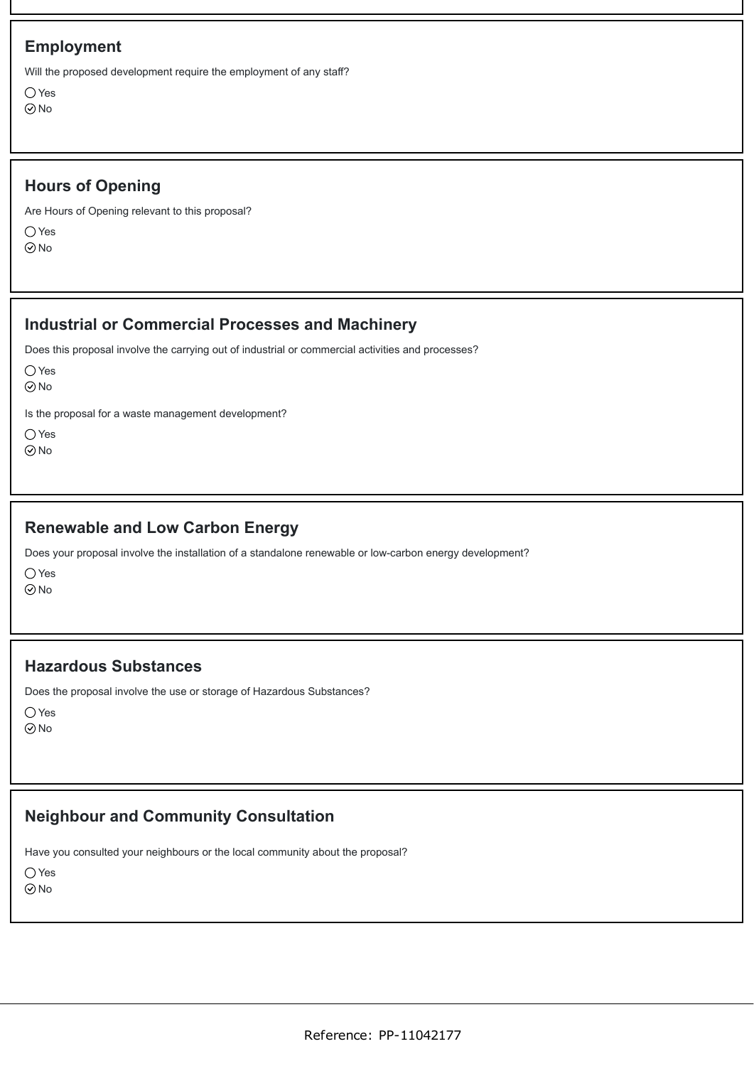## Employment

Will the proposed development require the employment of any staff?

◯ Yes
⊘ No

## Hours of Opening

Are Hours of Opening relevant to this proposal?

◯ Yes
⊘ No

## Industrial or Commercial Processes and Machinery

Does this proposal involve the carrying out of industrial or commercial activities and processes?

◯ Yes
⊘ No

Is the proposal for a waste management development?

◯ Yes
⊘ No

## Renewable and Low Carbon Energy

Does your proposal involve the installation of a standalone renewable or low-carbon energy development?

◯ Yes
⊘ No

## Hazardous Substances

Does the proposal involve the use or storage of Hazardous Substances?

◯ Yes
⊘ No

## Neighbour and Community Consultation

Have you consulted your neighbours or the local community about the proposal?

◯ Yes
⊘ No

Reference: PP-11042177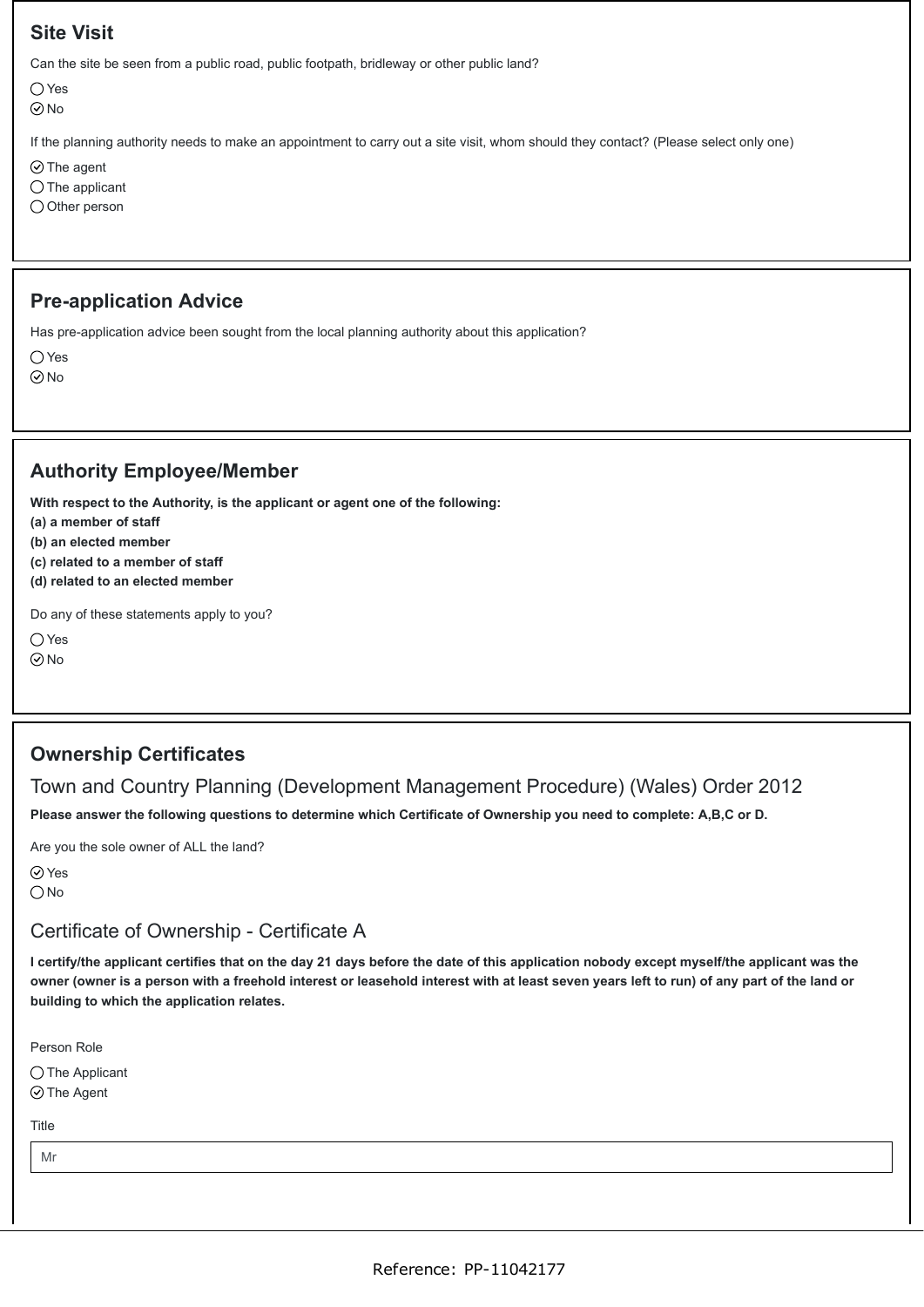## Site Visit

Can the site be seen from a public road, public footpath, bridleway or other public land?

- ◯ Yes
- ✓ No

If the planning authority needs to make an appointment to carry out a site visit, whom should they contact? (Please select only one)

- ✓ The agent
- ◯ The applicant
- ◯ Other person

## Pre-application Advice

Has pre-application advice been sought from the local planning authority about this application?

- ◯ Yes
- ✓ No

## Authority Employee/Member

**With respect to the Authority, is the applicant or agent one of the following:**
**(a) a member of staff**
**(b) an elected member**
**(c) related to a member of staff**
**(d) related to an elected member**

Do any of these statements apply to you?

- ◯ Yes
- ✓ No

## Ownership Certificates

### Town and Country Planning (Development Management Procedure) (Wales) Order 2012

**Please answer the following questions to determine which Certificate of Ownership you need to complete: A,B,C or D.**

Are you the sole owner of ALL the land?

- ✓ Yes
- ◯ No

### Certificate of Ownership - Certificate A

**I certify/the applicant certifies that on the day 21 days before the date of this application nobody except myself/the applicant was the owner (owner is a person with a freehold interest or leasehold interest with at least seven years left to run) of any part of the land or building to which the application relates.**

Person Role

- ◯ The Applicant
- ✓ The Agent

Title

Mr

Reference: PP-11042177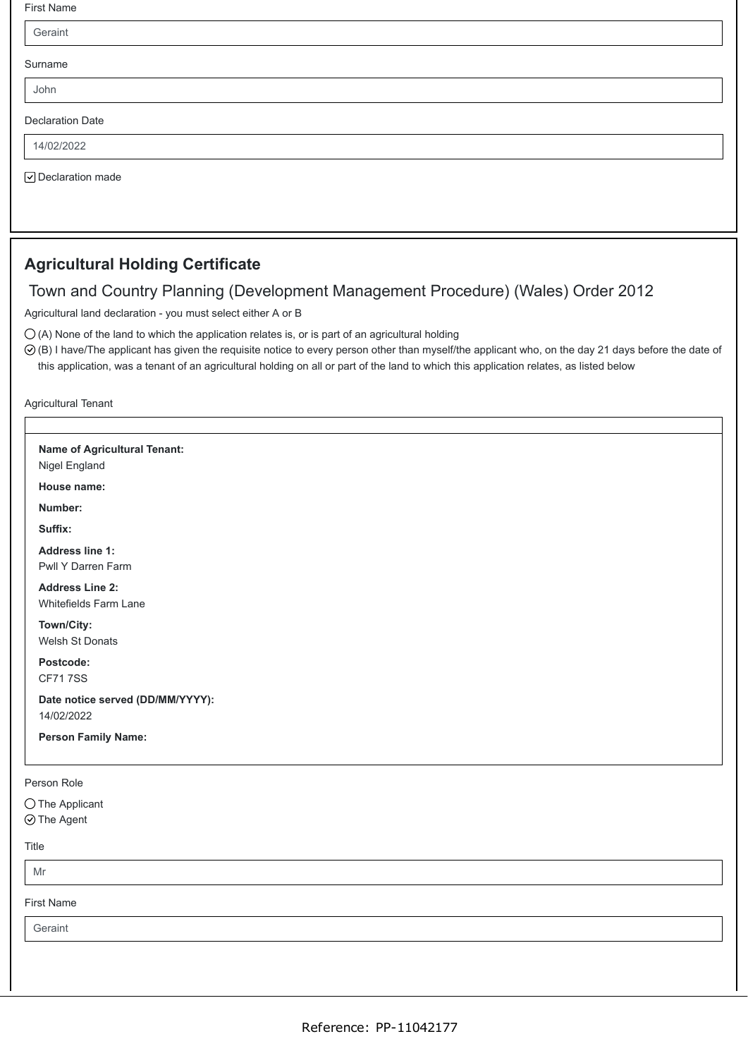First Name

Geraint

Surname

John

Declaration Date

14/02/2022

☑ Declaration made

## Agricultural Holding Certificate

### Town and Country Planning (Development Management Procedure) (Wales) Order 2012

Agricultural land declaration - you must select either A or B

- ◯ (A) None of the land to which the application relates is, or is part of an agricultural holding
- ⊘ (B) I have/The applicant has given the requisite notice to every person other than myself/the applicant who, on the day 21 days before the date of this application, was a tenant of an agricultural holding on all or part of the land to which this application relates, as listed below

Agricultural Tenant

**Name of Agricultural Tenant:**
Nigel England

**House name:**

**Number:**

**Suffix:**

**Address line 1:**
Pwll Y Darren Farm

**Address Line 2:**
Whitefields Farm Lane

**Town/City:**
Welsh St Donats

**Postcode:**
CF71 7SS

**Date notice served (DD/MM/YYYY):**
14/02/2022

**Person Family Name:**

Person Role

- ◯ The Applicant
- ⊘ The Agent

Title

Mr

First Name

Geraint

Reference: PP-11042177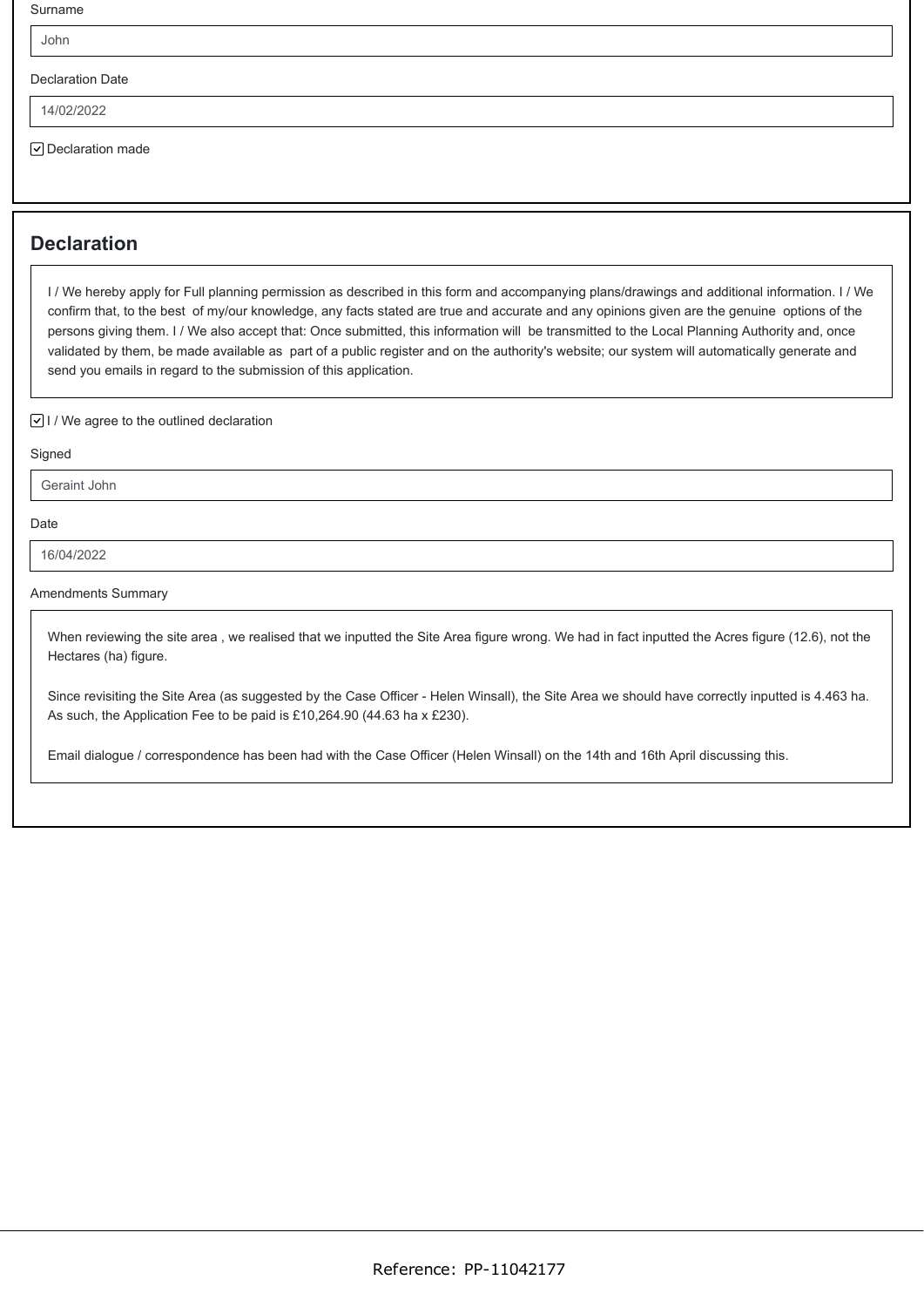Surname

John

Declaration Date

14/02/2022

☑ Declaration made

## Declaration

I / We hereby apply for Full planning permission as described in this form and accompanying plans/drawings and additional information. I / We confirm that, to the best of my/our knowledge, any facts stated are true and accurate and any opinions given are the genuine options of the persons giving them. I / We also accept that: Once submitted, this information will be transmitted to the Local Planning Authority and, once validated by them, be made available as part of a public register and on the authority's website; our system will automatically generate and send you emails in regard to the submission of this application.

☑ I / We agree to the outlined declaration

Signed

Geraint John

Date

16/04/2022

Amendments Summary

When reviewing the site area , we realised that we inputted the Site Area figure wrong. We had in fact inputted the Acres figure (12.6), not the Hectares (ha) figure.

Since revisiting the Site Area (as suggested by the Case Officer - Helen Winsall), the Site Area we should have correctly inputted is 4.463 ha. As such, the Application Fee to be paid is £10,264.90 (44.63 ha x £230).

Email dialogue / correspondence has been had with the Case Officer (Helen Winsall) on the 14th and 16th April discussing this.

Reference: PP-11042177